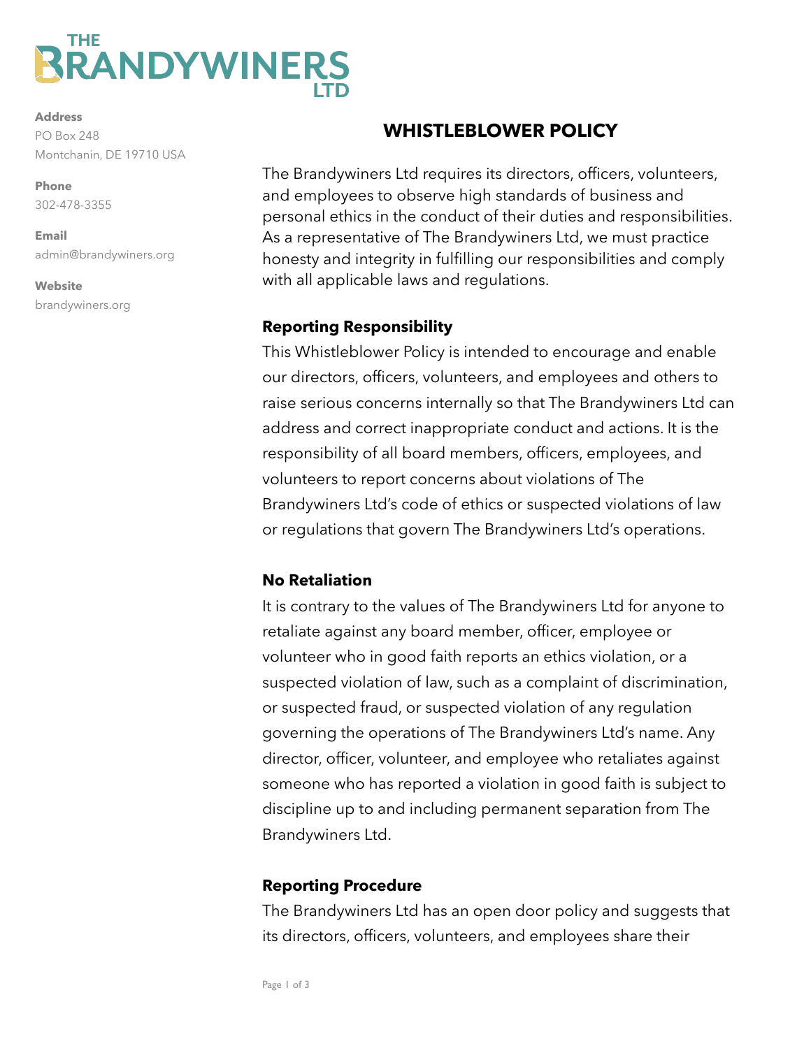# THE BRANDYWINERS LTD

**Address**
PO Box 248
Montchanin, DE 19710 USA

**Phone**
302-478-3355

**Email**
admin@brandywiners.org

**Website**
brandywiners.org

## WHISTLEBLOWER POLICY

The Brandywiners Ltd requires its directors, officers, volunteers, and employees to observe high standards of business and personal ethics in the conduct of their duties and responsibilities. As a representative of The Brandywiners Ltd, we must practice honesty and integrity in fulfilling our responsibilities and comply with all applicable laws and regulations.

### Reporting Responsibility

This Whistleblower Policy is intended to encourage and enable our directors, officers, volunteers, and employees and others to raise serious concerns internally so that The Brandywiners Ltd can address and correct inappropriate conduct and actions. It is the responsibility of all board members, officers, employees, and volunteers to report concerns about violations of The Brandywiners Ltd's code of ethics or suspected violations of law or regulations that govern The Brandywiners Ltd's operations.

### No Retaliation

It is contrary to the values of The Brandywiners Ltd for anyone to retaliate against any board member, officer, employee or volunteer who in good faith reports an ethics violation, or a suspected violation of law, such as a complaint of discrimination, or suspected fraud, or suspected violation of any regulation governing the operations of The Brandywiners Ltd's name. Any director, officer, volunteer, and employee who retaliates against someone who has reported a violation in good faith is subject to discipline up to and including permanent separation from The Brandywiners Ltd.

### Reporting Procedure

The Brandywiners Ltd has an open door policy and suggests that its directors, officers, volunteers, and employees share their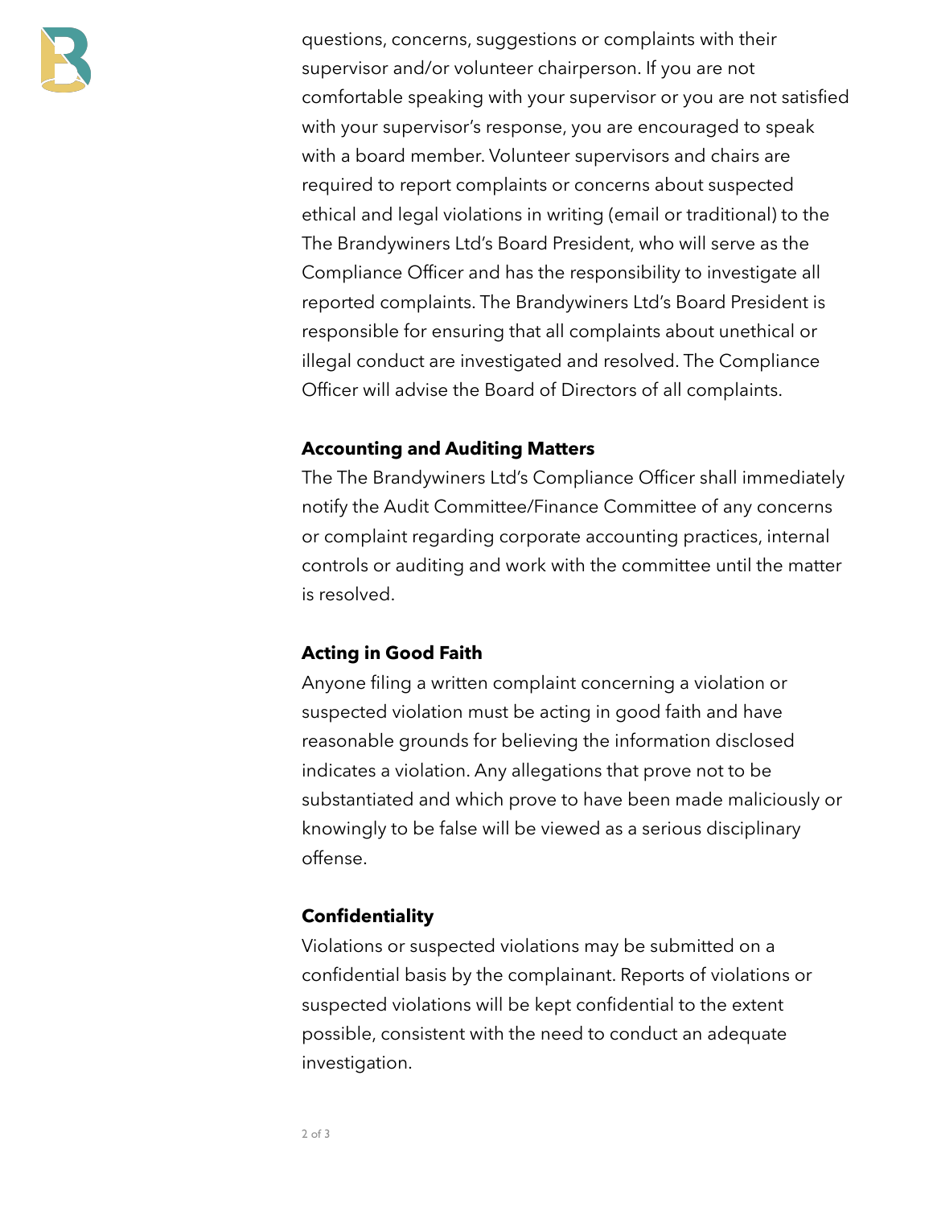questions, concerns, suggestions or complaints with their supervisor and/or volunteer chairperson. If you are not comfortable speaking with your supervisor or you are not satisfied with your supervisor's response, you are encouraged to speak with a board member. Volunteer supervisors and chairs are required to report complaints or concerns about suspected ethical and legal violations in writing (email or traditional) to the The Brandywiners Ltd's Board President, who will serve as the Compliance Officer and has the responsibility to investigate all reported complaints. The Brandywiners Ltd's Board President is responsible for ensuring that all complaints about unethical or illegal conduct are investigated and resolved. The Compliance Officer will advise the Board of Directors of all complaints.

**Accounting and Auditing Matters**

The The Brandywiners Ltd's Compliance Officer shall immediately notify the Audit Committee/Finance Committee of any concerns or complaint regarding corporate accounting practices, internal controls or auditing and work with the committee until the matter is resolved.

**Acting in Good Faith**

Anyone filing a written complaint concerning a violation or suspected violation must be acting in good faith and have reasonable grounds for believing the information disclosed indicates a violation. Any allegations that prove not to be substantiated and which prove to have been made maliciously or knowingly to be false will be viewed as a serious disciplinary offense.

**Confidentiality**

Violations or suspected violations may be submitted on a confidential basis by the complainant. Reports of violations or suspected violations will be kept confidential to the extent possible, consistent with the need to conduct an adequate investigation.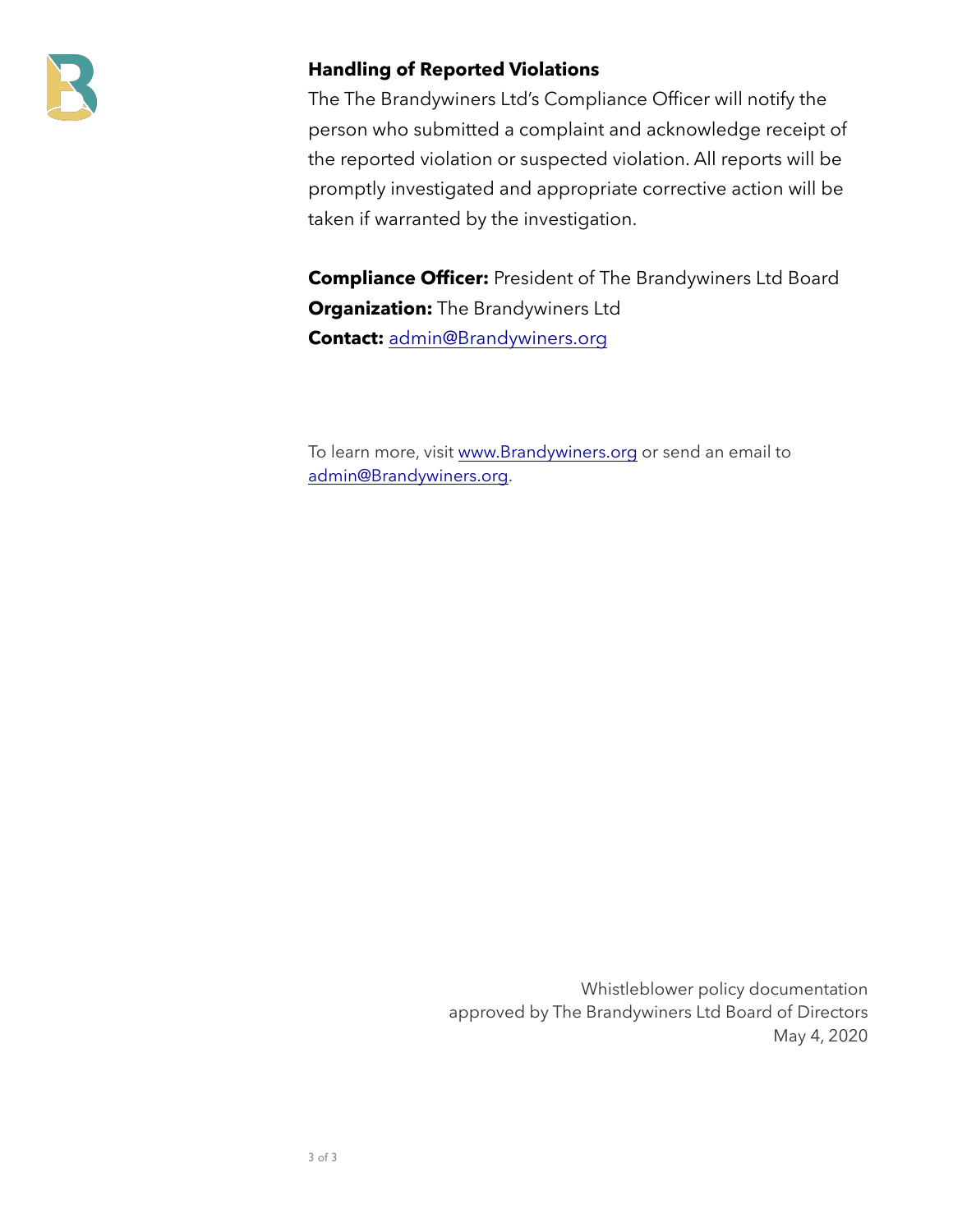## Handling of Reported Violations

The The Brandywiners Ltd's Compliance Officer will notify the person who submitted a complaint and acknowledge receipt of the reported violation or suspected violation. All reports will be promptly investigated and appropriate corrective action will be taken if warranted by the investigation.

**Compliance Officer:** President of The Brandywiners Ltd Board
**Organization:** The Brandywiners Ltd
**Contact:** admin@Brandywiners.org

To learn more, visit www.Brandywiners.org or send an email to admin@Brandywiners.org.

Whistleblower policy documentation
approved by The Brandywiners Ltd Board of Directors
May 4, 2020